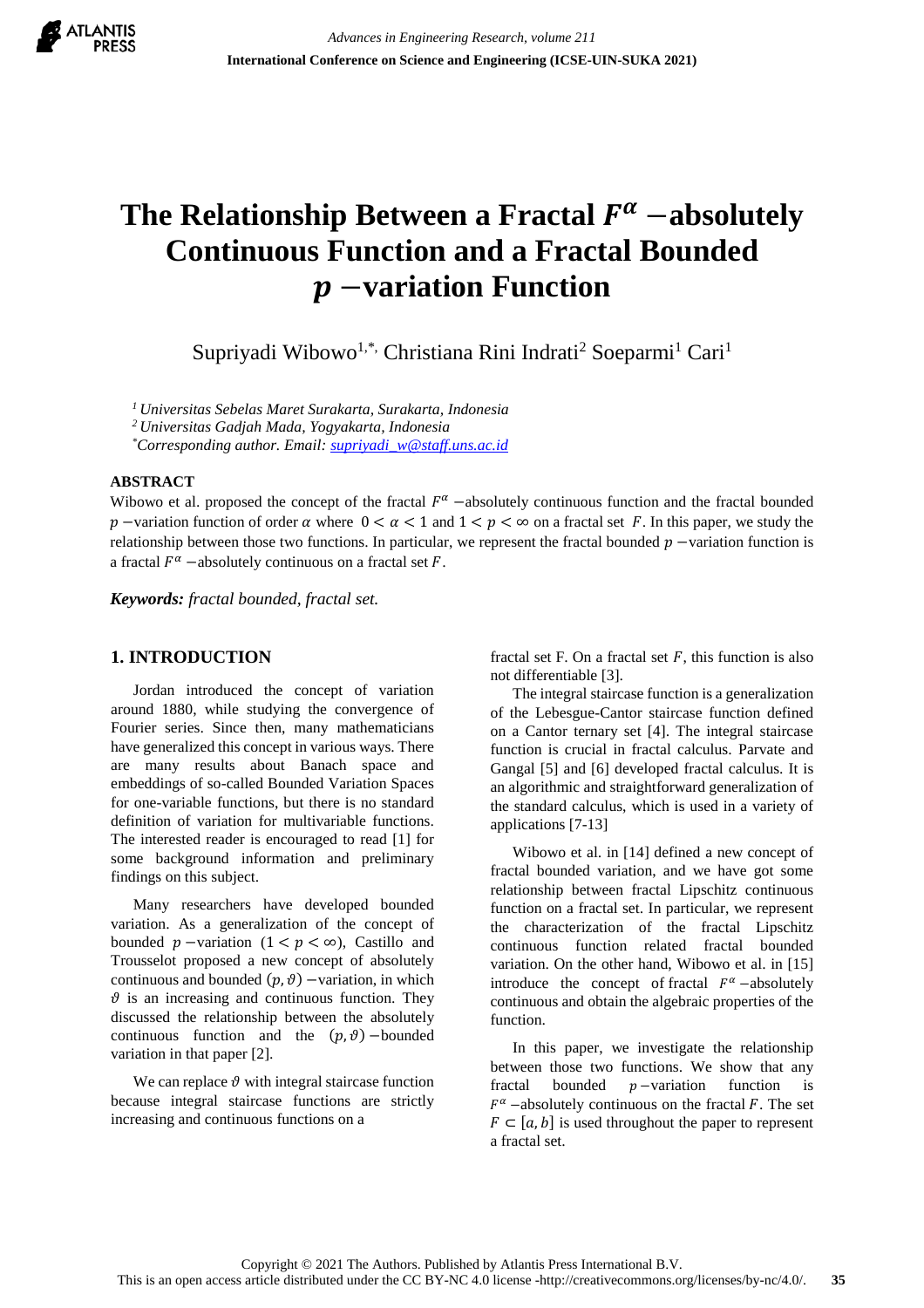# The Relationship Between a Fractal $F^{\alpha}$ −absolutely Continuous Function and a Fractal Bounded $p$ −variation Function

Supriyadi Wibowo[1,*], Christiana Rini Indrati[2] Soeparmi[1] Cari[1]

[1] *Universitas Sebelas Maret Surakarta, Surakarta, Indonesia*
[2] *Universitas Gadjah Mada, Yogyakarta, Indonesia*
[*] *Corresponding author. Email: supriyadi_w@staff.uns.ac.id*

## ABSTRACT

Wibowo et al. proposed the concept of the fractal $F^{\alpha}$ −absolutely continuous function and the fractal bounded $p$ −variation function of order $\alpha$ where $0 < \alpha < 1$ and $1 < p < \infty$ on a fractal set $F$. In this paper, we study the relationship between those two functions. In particular, we represent the fractal bounded $p$ −variation function is a fractal $F^{\alpha}$ −absolutely continuous on a fractal set $F$.

***Keywords:*** *fractal bounded, fractal set.*

## 1. INTRODUCTION

Jordan introduced the concept of variation around 1880, while studying the convergence of Fourier series. Since then, many mathematicians have generalized this concept in various ways. There are many results about Banach space and embeddings of so-called Bounded Variation Spaces for one-variable functions, but there is no standard definition of variation for multivariable functions. The interested reader is encouraged to read [1] for some background information and preliminary findings on this subject.

Many researchers have developed bounded variation. As a generalization of the concept of bounded $p$ −variation $(1 < p < \infty)$, Castillo and Trousselot proposed a new concept of absolutely continuous and bounded $(p, \vartheta)$ −variation, in which $\vartheta$ is an increasing and continuous function. They discussed the relationship between the absolutely continuous function and the $(p, \vartheta)$ −bounded variation in that paper [2].

We can replace $\vartheta$ with integral staircase function because integral staircase functions are strictly increasing and continuous functions on a fractal set F. On a fractal set $F$, this function is also not differentiable [3].

The integral staircase function is a generalization of the Lebesgue-Cantor staircase function defined on a Cantor ternary set [4]. The integral staircase function is crucial in fractal calculus. Parvate and Gangal [5] and [6] developed fractal calculus. It is an algorithmic and straightforward generalization of the standard calculus, which is used in a variety of applications [7-13]

Wibowo et al. in [14] defined a new concept of fractal bounded variation, and we have got some relationship between fractal Lipschitz continuous function on a fractal set. In particular, we represent the characterization of the fractal Lipschitz continuous function related fractal bounded variation. On the other hand, Wibowo et al. in [15] introduce the concept of fractal $F^{\alpha}$ −absolutely continuous and obtain the algebraic properties of the function.

In this paper, we investigate the relationship between those two functions. We show that any fractal bounded $p$ −variation function is $F^{\alpha}$ −absolutely continuous on the fractal $F$. The set $F \subset [a, b]$ is used throughout the paper to represent a fractal set.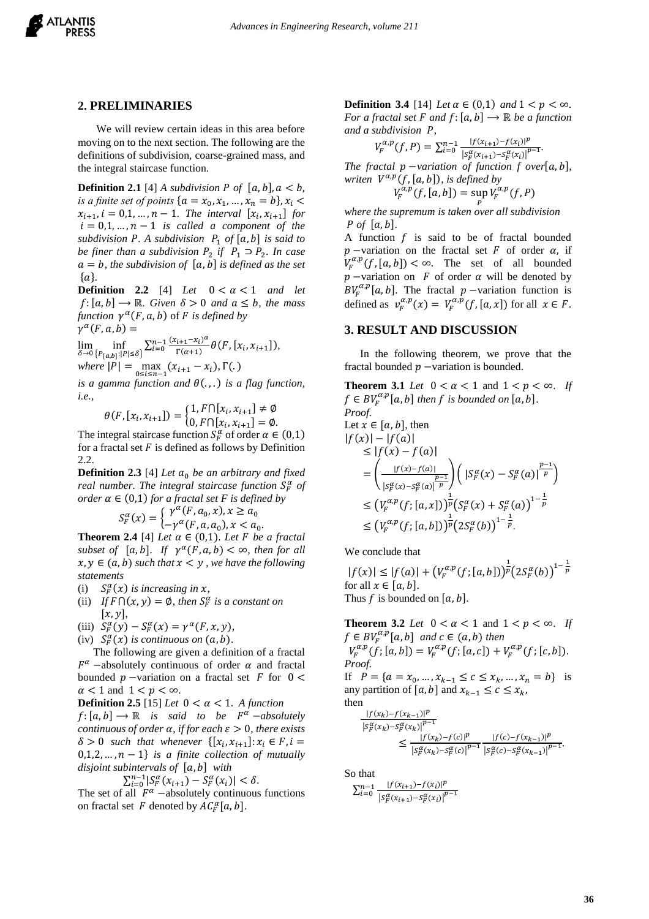## 2. PRELIMINARIES

We will review certain ideas in this area before moving on to the next section. The following are the definitions of subdivision, coarse-grained mass, and the integral staircase function.

**Definition 2.1** [4] *A subdivision $P$ of $[a,b], a<b$, is a finite set of points $\{a=x_0,x_1,\dots,x_n=b\}, x_i < x_{i+1}, i=0,1,\dots,n-1$. The interval $[x_i,x_{i+1}]$ for $i=0,1,\dots,n-1$ is called a component of the subdivision $P$. A subdivision $P_1$ of $[a,b]$ is said to be finer than a subdivision $P_2$ if $P_1 \supset P_2$. In case $a=b$, the subdivision of $[a,b]$ is defined as the set $\{a\}$.*

**Definition 2.2** [4] *Let $0<\alpha<1$ and let $f:[a,b]\longrightarrow \mathbb{R}$. Given $\delta>0$ and $a\le b$, the mass function $\gamma^{\alpha}(F,a,b)$ of $F$ is defined by*

$$\gamma^{\alpha}(F,a,b) = \lim_{\delta\to 0}\inf_{\{P_{[a,b]}:|P|\le\delta\}} \sum_{i=0}^{n-1}\frac{(x_{i+1}-x_i)^{\alpha}}{\Gamma(\alpha+1)}\theta(F,[x_i,x_{i+1}]),$$

*where $|P|=\max_{0\le i\le n-1}(x_{i+1}-x_i)$, $\Gamma(.)$ is a gamma function and $\theta(.,.)$ is a flag function, i.e.,*

$$\theta(F,[x_i,x_{i+1}]) = \begin{cases} 1, F\cap[x_i,x_{i+1}]\ne\emptyset \\ 0, F\cap[x_i,x_{i+1}]=\emptyset. \end{cases}$$

The integral staircase function $S_F^{\alpha}$ of order $\alpha\in(0,1)$ for a fractal set $F$ is defined as follows by Definition 2.2.

**Definition 2.3** [4] *Let $a_0$ be an arbitrary and fixed real number. The integral staircase function $S_F^{\alpha}$ of order $\alpha\in(0,1)$ for a fractal set $F$ is defined by*

$$S_F^{\alpha}(x) = \begin{cases} \gamma^{\alpha}(F,a_0,x), x\ge a_0 \\ -\gamma^{\alpha}(F,a,a_0), x<a_0. \end{cases}$$

**Theorem 2.4** [4] *Let $\alpha\in(0,1)$. Let $F$ be a fractal subset of $[a,b]$. If $\gamma^{\alpha}(F,a,b)<\infty$, then for all $x,y\in(a,b)$ such that $x<y$, we have the following statements*

(i) *$S_F^{\alpha}(x)$ is increasing in $x$,*
(ii) *If $F\cap(x,y)=\emptyset$, then $S_F^{\alpha}$ is a constant on $[x,y]$,*
(iii) *$S_F^{\alpha}(y)-S_F^{\alpha}(x)=\gamma^{\alpha}(F,x,y)$,*
(iv) *$S_F^{\alpha}(x)$ is continuous on $(a,b)$.*

The following are given a definition of a fractal $F^{\alpha}$ −absolutely continuous of order $\alpha$ and fractal bounded $p$ −variation on a fractal set $F$ for $0<\alpha<1$ and $1<p<\infty$.

**Definition 2.5** [15] *Let $0<\alpha<1$. A function $f:[a,b]\longrightarrow\mathbb{R}$ is said to be $F^{\alpha}$ −absolutely continuous of order $\alpha$, if for each $\varepsilon>0$, there exists $\delta>0$ such that whenever $\{[x_i,x_{i+1}]: x_i\in F, i=0,1,2,\dots,n-1\}$ is a finite collection of mutually disjoint subintervals of $[a,b]$ with*

$$\sum_{i=0}^{n-1}|S_F^{\alpha}(x_{i+1})-S_F^{\alpha}(x_i)|<\delta.$$

The set of all $F^{\alpha}$ −absolutely continuous functions on fractal set $F$ denoted by $AC_F^{\alpha}[a,b]$.

**Definition 3.4** [14] *Let $\alpha\in(0,1)$ and $1<p<\infty$. For a fractal set $F$ and $f:[a,b]\longrightarrow\mathbb{R}$ be a function and a subdivision $P$,*

$$V_F^{\alpha,p}(f,P)=\sum_{i=0}^{n-1}\frac{|f(x_{i+1})-f(x_i)|^p}{|S_F^{\alpha}(x_{i+1})-S_F^{\alpha}(x_i)|^{p-1}}.$$

*The fractal $p$ −variation of function $f$ over $[a,b]$, writen $V^{\alpha,p}(f,[a,b])$, is defined by*

$$V_F^{\alpha,p}(f,[a,b])=\sup_P V_F^{\alpha,p}(f,P)$$

*where the supremum is taken over all subdivision $P$ of $[a,b]$.*

A function $f$ is said to be of fractal bounded $p$ −variation on the fractal set $F$ of order $\alpha$, if $V_F^{\alpha,p}(f,[a,b])<\infty$. The set of all bounded $p$ −variation on $F$ of order $\alpha$ will be denoted by $BV_F^{\alpha,p}[a,b]$. The fractal $p$ −variation function is defined as $v_F^{\alpha,p}(x)=V_F^{\alpha,p}(f,[a,x])$ for all $x\in F$.

## 3. RESULT AND DISCUSSION

In the following theorem, we prove that the fractal bounded $p$ −variation is bounded.

**Theorem 3.1** *Let $0<\alpha<1$ and $1<p<\infty$. If $f\in BV_F^{\alpha,p}[a,b]$ then $f$ is bounded on $[a,b]$.*

*Proof.*

Let $x\in[a,b]$, then

$$\begin{aligned}
|f(x)|-|f(a)| &\le |f(x)-f(a)| \\
&= \left(\frac{|f(x)-f(a)|}{|S_F^{\alpha}(x)-S_F^{\alpha}(a)|^{\frac{p-1}{p}}}\right)\left(|S_F^{\alpha}(x)-S_F^{\alpha}(a)|^{\frac{p-1}{p}}\right) \\
&\le \left(V_F^{\alpha,p}(f;[a,x])\right)^{\frac{1}{p}}\left(S_F^{\alpha}(x)+S_F^{\alpha}(a)\right)^{1-\frac{1}{p}} \\
&\le \left(V_F^{\alpha,p}(f;[a,b])\right)^{\frac{1}{p}}\left(2S_F^{\alpha}(b)\right)^{1-\frac{1}{p}}.
\end{aligned}$$

We conclude that

$$|f(x)|\le|f(a)|+\left(V_F^{\alpha,p}(f;[a,b])\right)^{\frac{1}{p}}\left(2S_F^{\alpha}(b)\right)^{1-\frac{1}{p}}$$

for all $x\in[a,b]$.

Thus $f$ is bounded on $[a,b]$.

**Theorem 3.2** *Let $0<\alpha<1$ and $1<p<\infty$. If $f\in BV_F^{\alpha,p}[a,b]$ and $c\in(a,b)$ then*

$$V_F^{\alpha,p}(f;[a,b])=V_F^{\alpha,p}(f;[a,c])+V_F^{\alpha,p}(f;[c,b]).$$

*Proof.*

If $P=\{a=x_0,\dots,x_{k-1}\le c\le x_k,\dots,x_n=b\}$ is any partition of $[a,b]$ and $x_{k-1}\le c\le x_k$, then

$$\frac{|f(x_k)-f(x_{k-1})|^p}{|S_F^{\alpha}(x_k)-S_F^{\alpha}(x_k)|^{p-1}} \le \frac{|f(x_k)-f(c)|^p}{|S_F^{\alpha}(x_k)-S_F^{\alpha}(c)|^{p-1}}\frac{|f(c)-f(x_{k-1})|^p}{|S_F^{\alpha}(c)-S_F^{\alpha}(x_{k-1})|^{p-1}}.$$

So that

$$\sum_{i=0}^{n-1}\frac{|f(x_{i+1})-f(x_i)|^p}{|S_F^{\alpha}(x_{i+1})-S_F^{\alpha}(x_i)|^{p-1}}$$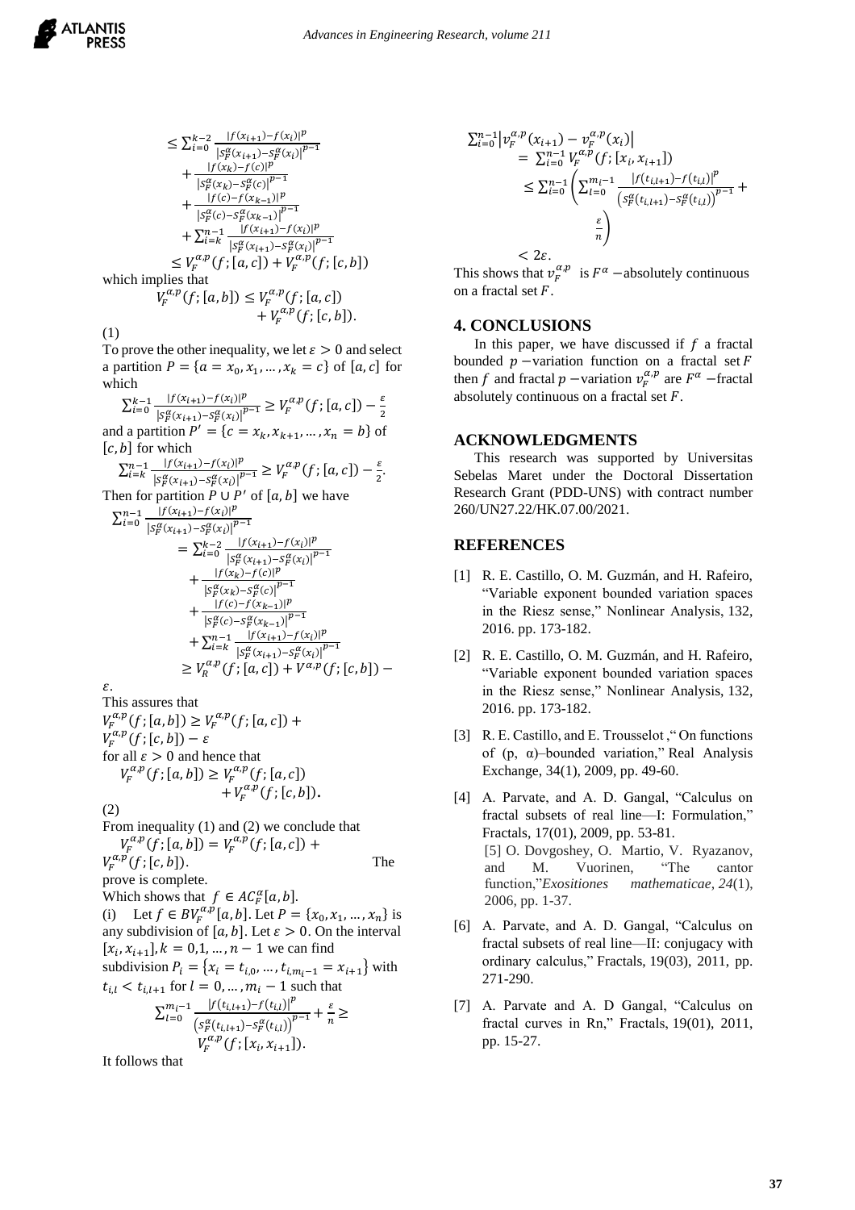$$
\begin{aligned}
&\leq \sum_{i=0}^{k-2} \frac{|f(x_{i+1})-f(x_i)|^p}{|S_F^\alpha(x_{i+1})-S_F^\alpha(x_i)|^{p-1}} \\
&\quad + \frac{|f(x_k)-f(c)|^p}{|S_F^\alpha(x_k)-S_F^\alpha(c)|^{p-1}} \\
&\quad + \frac{|f(c)-f(x_{k-1})|^p}{|S_F^\alpha(c)-S_F^\alpha(x_{k-1})|^{p-1}} \\
&\quad + \sum_{i=k}^{n-1} \frac{|f(x_{i+1})-f(x_i)|^p}{|S_F^\alpha(x_{i+1})-S_F^\alpha(x_i)|^{p-1}} \\
&\leq V_F^{\alpha,p}(f;[a,c]) + V_F^{\alpha,p}(f;[c,b])
\end{aligned}
$$

which implies that

$$
V_F^{\alpha,p}(f;[a,b]) \leq V_F^{\alpha,p}(f;[a,c]) + V_F^{\alpha,p}(f;[c,b]).
$$

(1)

To prove the other inequality, we let $\varepsilon > 0$ and select a partition $P = \{a = x_0, x_1, \ldots, x_k = c\}$ of $[a,c]$ for which

$$
\sum_{i=0}^{k-1} \frac{|f(x_{i+1})-f(x_i)|^p}{|S_F^\alpha(x_{i+1})-S_F^\alpha(x_i)|^{p-1}} \geq V_F^{\alpha,p}(f;[a,c]) - \frac{\varepsilon}{2}
$$

and a partition $P' = \{c = x_k, x_{k+1}, \ldots, x_n = b\}$ of $[c,b]$ for which

$$
\sum_{i=k}^{n-1} \frac{|f(x_{i+1})-f(x_i)|^p}{|S_F^\alpha(x_{i+1})-S_F^\alpha(x_i)|^{p-1}} \geq V_F^{\alpha,p}(f;[a,c]) - \frac{\varepsilon}{2}.
$$

Then for partition $P \cup P'$ of $[a,b]$ we have

$$
\begin{aligned}
&\sum_{i=0}^{n-1} \frac{|f(x_{i+1})-f(x_i)|^p}{|S_F^\alpha(x_{i+1})-S_F^\alpha(x_i)|^{p-1}} \\
&= \sum_{i=0}^{k-2} \frac{|f(x_{i+1})-f(x_i)|^p}{|S_F^\alpha(x_{i+1})-S_F^\alpha(x_i)|^{p-1}} \\
&\quad + \frac{|f(x_k)-f(c)|^p}{|S_F^\alpha(x_k)-S_F^\alpha(c)|^{p-1}} \\
&\quad + \frac{|f(c)-f(x_{k-1})|^p}{|S_F^\alpha(c)-S_F^\alpha(x_{k-1})|^{p-1}} \\
&\quad + \sum_{i=k}^{n-1} \frac{|f(x_{i+1})-f(x_i)|^p}{|S_F^\alpha(x_{i+1})-S_F^\alpha(x_i)|^{p-1}} \\
&\geq V_R^{\alpha,p}(f;[a,c]) + V^{\alpha,p}(f;[c,b]) - \varepsilon.
\end{aligned}
$$

This assures that

$$
V_F^{\alpha,p}(f;[a,b]) \geq V_F^{\alpha,p}(f;[a,c]) + V_F^{\alpha,p}(f;[c,b]) - \varepsilon
$$

for all $\varepsilon > 0$ and hence that

$$
V_F^{\alpha,p}(f;[a,b]) \geq V_F^{\alpha,p}(f;[a,c]) + V_F^{\alpha,p}(f;[c,b]).
$$

(2)

From inequality (1) and (2) we conclude that

$$
V_F^{\alpha,p}(f;[a,b]) = V_F^{\alpha,p}(f;[a,c]) + V_F^{\alpha,p}(f;[c,b]).
$$

The prove is complete.

Which shows that $f \in AC_F^\alpha[a,b]$.

(i) Let $f \in BV_F^{\alpha,p}[a,b]$. Let $P = \{x_0, x_1, \ldots, x_n\}$ is any subdivision of $[a,b]$. Let $\varepsilon > 0$. On the interval $[x_i, x_{i+1}], k = 0,1,\ldots,n-1$ we can find subdivision $P_i = \{x_i = t_{i,0}, \ldots, t_{i,m_i-1} = x_{i+1}\}$ with $t_{i,l} < t_{i,l+1}$ for $l = 0,\ldots,m_i-1$ such that

$$
\sum_{l=0}^{m_i-1} \frac{|f(t_{i,l+1})-f(t_{i,l})|^p}{\left(S_F^\alpha(t_{i,l+1})-S_F^\alpha(t_{i,l})\right)^{p-1}} + \frac{\varepsilon}{n} \geq V_F^{\alpha,p}(f;[x_i,x_{i+1}]).
$$

It follows that

$$
\begin{aligned}
\sum_{i=0}^{n-1} \left| v_F^{\alpha,p}(x_{i+1}) - v_F^{\alpha,p}(x_i) \right|
&= \sum_{i=0}^{n-1} V_F^{\alpha,p}(f;[x_i,x_{i+1}]) \\
&\leq \sum_{i=0}^{n-1} \left( \sum_{l=0}^{m_i-1} \frac{|f(t_{i,l+1})-f(t_{i,l})|^p}{\left(S_F^\alpha(t_{i,l+1})-S_F^\alpha(t_{i,l})\right)^{p-1}} + \frac{\varepsilon}{n} \right) \\
&< 2\varepsilon.
\end{aligned}
$$

This shows that $v_F^{\alpha,p}$ is $F^\alpha$ −absolutely continuous on a fractal set $F$.

## 4. CONCLUSIONS

In this paper, we have discussed if $f$ a fractal bounded $p$ −variation function on a fractal set $F$ then $f$ and fractal $p$ −variation $v_F^{\alpha,p}$ are $F^\alpha$ −fractal absolutely continuous on a fractal set $F$.

## ACKNOWLEDGMENTS

This research was supported by Universitas Sebelas Maret under the Doctoral Dissertation Research Grant (PDD-UNS) with contract number 260/UN27.22/HK.07.00/2021.

## REFERENCES

[1] R. E. Castillo, O. M. Guzmán, and H. Rafeiro, "Variable exponent bounded variation spaces in the Riesz sense," Nonlinear Analysis, 132, 2016. pp. 173-182.

[2] R. E. Castillo, O. M. Guzmán, and H. Rafeiro, "Variable exponent bounded variation spaces in the Riesz sense," Nonlinear Analysis, 132, 2016. pp. 173-182.

[3] R. E. Castillo, and E. Trousselot ," On functions of (p, α)–bounded variation," Real Analysis Exchange, 34(1), 2009, pp. 49-60.

[4] A. Parvate, and A. D. Gangal, "Calculus on fractal subsets of real line—I: Formulation," Fractals, 17(01), 2009, pp. 53-81.

[5] O. Dovgoshey, O. Martio, V. Ryazanov, and M. Vuorinen, "The cantor function,"*Exositiones mathematicae*, *24*(1), 2006, pp. 1-37.

[6] A. Parvate, and A. D. Gangal, "Calculus on fractal subsets of real line—II: conjugacy with ordinary calculus," Fractals, 19(03), 2011, pp. 271-290.

[7] A. Parvate and A. D Gangal, "Calculus on fractal curves in Rn," Fractals, 19(01), 2011, pp. 15-27.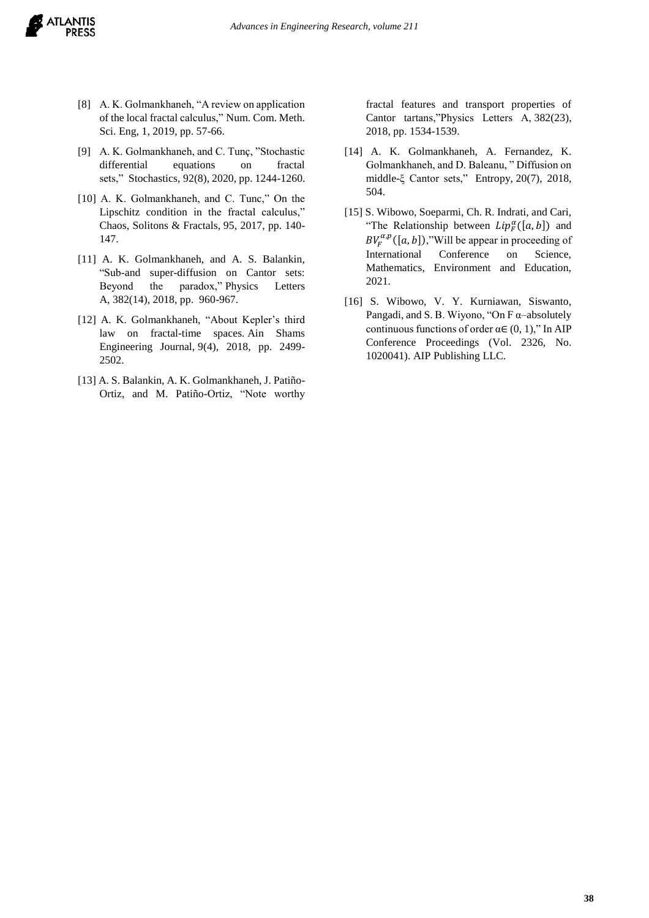[8] A. K. Golmankhaneh, "A review on application of the local fractal calculus," Num. Com. Meth. Sci. Eng, 1, 2019, pp. 57-66.

[9] A. K. Golmankhaneh, and C. Tunç, "Stochastic differential equations on fractal sets," Stochastics, 92(8), 2020, pp. 1244-1260.

[10] A. K. Golmankhaneh, and C. Tunc," On the Lipschitz condition in the fractal calculus," Chaos, Solitons & Fractals, 95, 2017, pp. 140-147.

[11] A. K. Golmankhaneh, and A. S. Balankin, "Sub-and super-diffusion on Cantor sets: Beyond the paradox," Physics Letters A, 382(14), 2018, pp. 960-967.

[12] A. K. Golmankhaneh, "About Kepler's third law on fractal-time spaces. Ain Shams Engineering Journal, 9(4), 2018, pp. 2499-2502.

[13] A. S. Balankin, A. K. Golmankhaneh, J. Patiño-Ortiz, and M. Patiño-Ortiz, "Note worthy fractal features and transport properties of Cantor tartans,"Physics Letters A, 382(23), 2018, pp. 1534-1539.

[14] A. K. Golmankhaneh, A. Fernandez, K. Golmankhaneh, and D. Baleanu, " Diffusion on middle-ξ Cantor sets," Entropy, 20(7), 2018, 504.

[15] S. Wibowo, Soeparmi, Ch. R. Indrati, and Cari, "The Relationship between $Lip_F^{\alpha}([a,b])$ and $BV_F^{\alpha,p}([a,b])$,"Will be appear in proceeding of International Conference on Science, Mathematics, Environment and Education, 2021.

[16] S. Wibowo, V. Y. Kurniawan, Siswanto, Pangadi, and S. B. Wiyono, "On F α–absolutely continuous functions of order α∈ (0, 1)," In AIP Conference Proceedings (Vol. 2326, No. 1020041). AIP Publishing LLC.